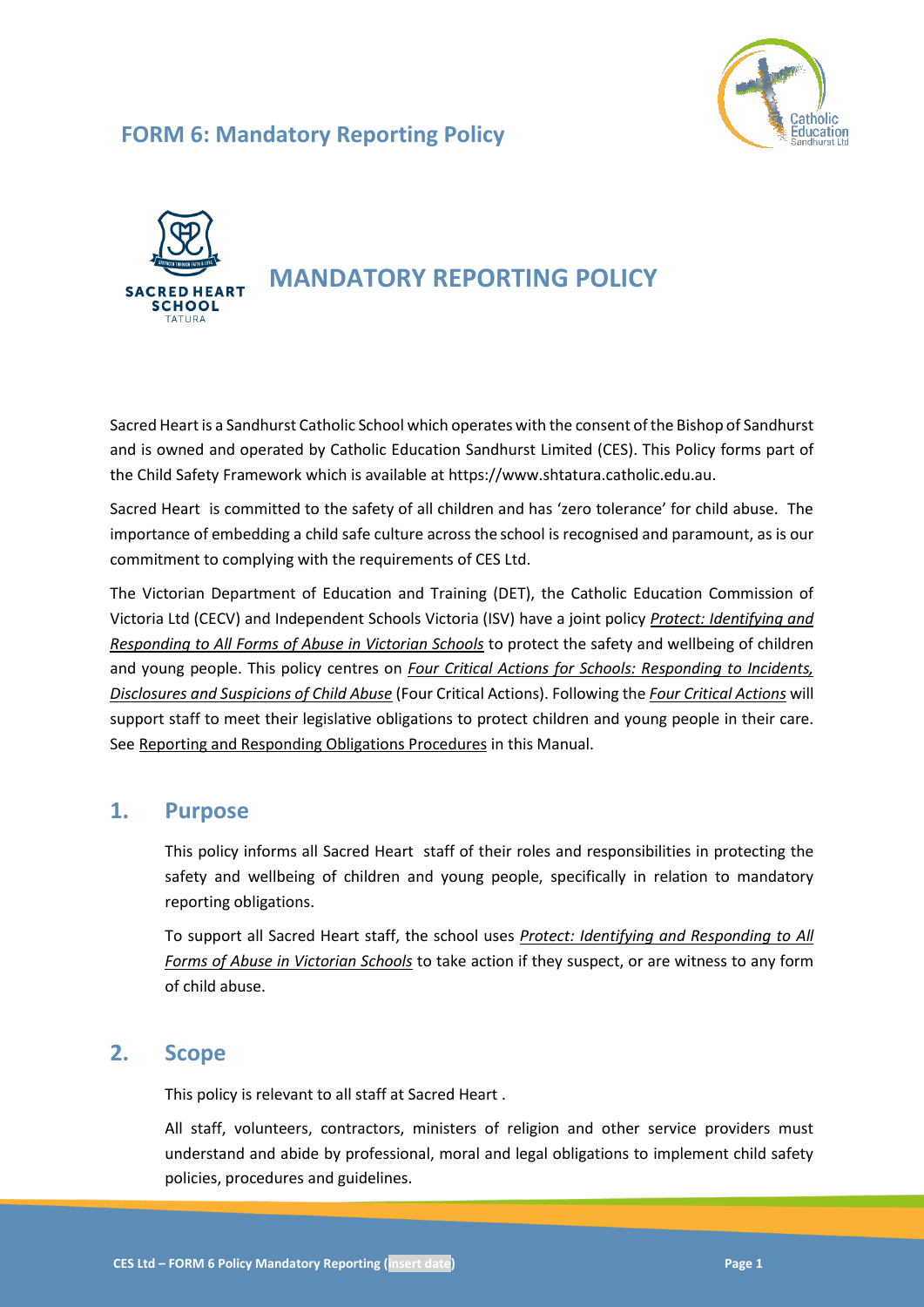## FORM 6: Mandatory Reporting Policy

# MANDATORY REPORTING POLICY

Sacred Heart is a Sandhurst Catholic School which operates with the consent of the Bishop of Sandhurst and is owned and operated by Catholic Education Sandhurst Limited (CES). This Policy forms part of the Child Safety Framework which is available at https://www.shtatura.catholic.edu.au.

Sacred Heart is committed to the safety of all children and has 'zero tolerance' for child abuse. The importance of embedding a child safe culture across the school is recognised and paramount, as is our commitment to complying with the requirements of CES Ltd.

The Victorian Department of Education and Training (DET), the Catholic Education Commission of Victoria Ltd (CECV) and Independent Schools Victoria (ISV) have a joint policy *Protect: Identifying and Responding to All Forms of Abuse in Victorian Schools* to protect the safety and wellbeing of children and young people. This policy centres on *Four Critical Actions for Schools: Responding to Incidents, Disclosures and Suspicions of Child Abuse* (Four Critical Actions). Following the *Four Critical Actions* will support staff to meet their legislative obligations to protect children and young people in their care. See Reporting and Responding Obligations Procedures in this Manual.

## 1. Purpose

This policy informs all Sacred Heart staff of their roles and responsibilities in protecting the safety and wellbeing of children and young people, specifically in relation to mandatory reporting obligations.

To support all Sacred Heart staff, the school uses *Protect: Identifying and Responding to All Forms of Abuse in Victorian Schools* to take action if they suspect, or are witness to any form of child abuse.

## 2. Scope

This policy is relevant to all staff at Sacred Heart .

All staff, volunteers, contractors, ministers of religion and other service providers must understand and abide by professional, moral and legal obligations to implement child safety policies, procedures and guidelines.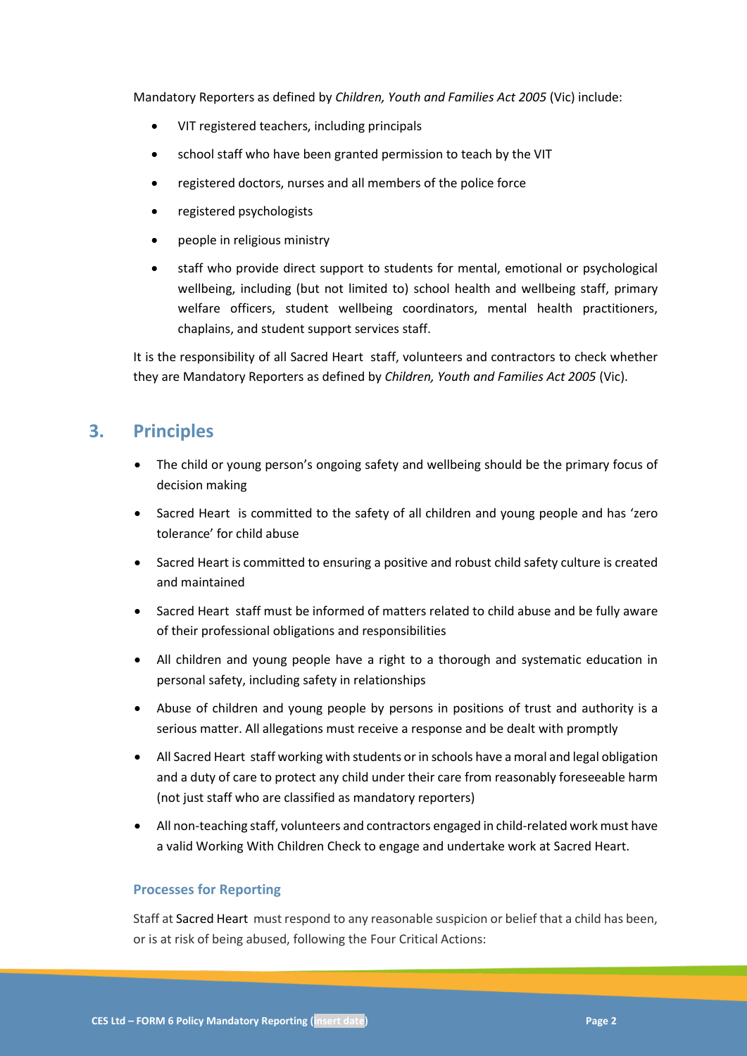Mandatory Reporters as defined by *Children, Youth and Families Act 2005* (Vic) include:

- VIT registered teachers, including principals
- school staff who have been granted permission to teach by the VIT
- registered doctors, nurses and all members of the police force
- registered psychologists
- people in religious ministry
- staff who provide direct support to students for mental, emotional or psychological wellbeing, including (but not limited to) school health and wellbeing staff, primary welfare officers, student wellbeing coordinators, mental health practitioners, chaplains, and student support services staff.

It is the responsibility of all Sacred Heart staff, volunteers and contractors to check whether they are Mandatory Reporters as defined by *Children, Youth and Families Act 2005* (Vic).

## 3. Principles

- The child or young person's ongoing safety and wellbeing should be the primary focus of decision making
- Sacred Heart is committed to the safety of all children and young people and has 'zero tolerance' for child abuse
- Sacred Heart is committed to ensuring a positive and robust child safety culture is created and maintained
- Sacred Heart staff must be informed of matters related to child abuse and be fully aware of their professional obligations and responsibilities
- All children and young people have a right to a thorough and systematic education in personal safety, including safety in relationships
- Abuse of children and young people by persons in positions of trust and authority is a serious matter. All allegations must receive a response and be dealt with promptly
- All Sacred Heart staff working with students or in schools have a moral and legal obligation and a duty of care to protect any child under their care from reasonably foreseeable harm (not just staff who are classified as mandatory reporters)
- All non-teaching staff, volunteers and contractors engaged in child-related work must have a valid Working With Children Check to engage and undertake work at Sacred Heart.

### Processes for Reporting

Staff at Sacred Heart must respond to any reasonable suspicion or belief that a child has been, or is at risk of being abused, following the Four Critical Actions: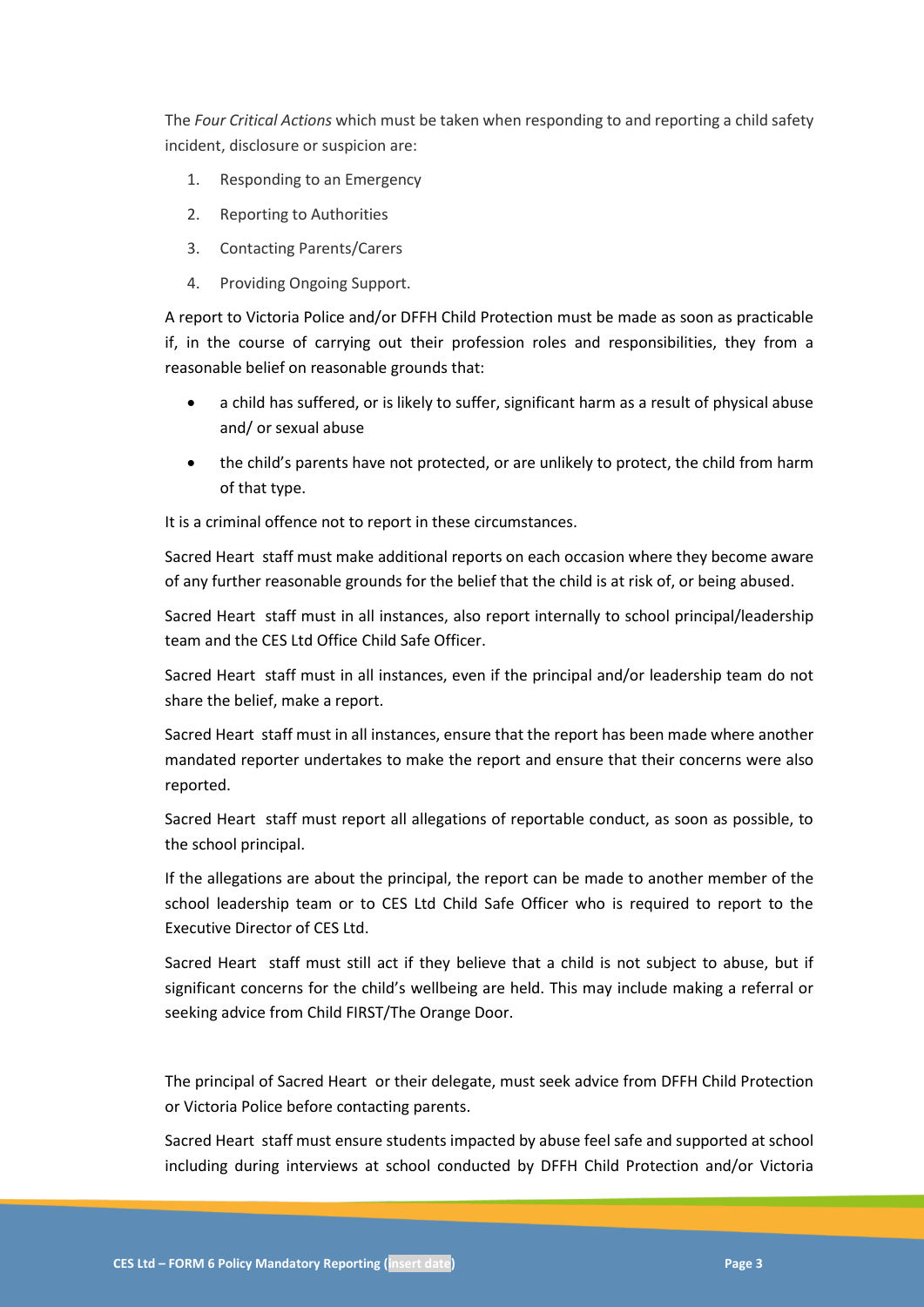The *Four Critical Actions* which must be taken when responding to and reporting a child safety incident, disclosure or suspicion are:

1. Responding to an Emergency
2. Reporting to Authorities
3. Contacting Parents/Carers
4. Providing Ongoing Support.

A report to Victoria Police and/or DFFH Child Protection must be made as soon as practicable if, in the course of carrying out their profession roles and responsibilities, they from a reasonable belief on reasonable grounds that:

- a child has suffered, or is likely to suffer, significant harm as a result of physical abuse and/ or sexual abuse
- the child's parents have not protected, or are unlikely to protect, the child from harm of that type.

It is a criminal offence not to report in these circumstances.

Sacred Heart staff must make additional reports on each occasion where they become aware of any further reasonable grounds for the belief that the child is at risk of, or being abused.

Sacred Heart staff must in all instances, also report internally to school principal/leadership team and the CES Ltd Office Child Safe Officer.

Sacred Heart staff must in all instances, even if the principal and/or leadership team do not share the belief, make a report.

Sacred Heart staff must in all instances, ensure that the report has been made where another mandated reporter undertakes to make the report and ensure that their concerns were also reported.

Sacred Heart staff must report all allegations of reportable conduct, as soon as possible, to the school principal.

If the allegations are about the principal, the report can be made to another member of the school leadership team or to CES Ltd Child Safe Officer who is required to report to the Executive Director of CES Ltd.

Sacred Heart staff must still act if they believe that a child is not subject to abuse, but if significant concerns for the child's wellbeing are held. This may include making a referral or seeking advice from Child FIRST/The Orange Door.

The principal of Sacred Heart or their delegate, must seek advice from DFFH Child Protection or Victoria Police before contacting parents.

Sacred Heart staff must ensure students impacted by abuse feel safe and supported at school including during interviews at school conducted by DFFH Child Protection and/or Victoria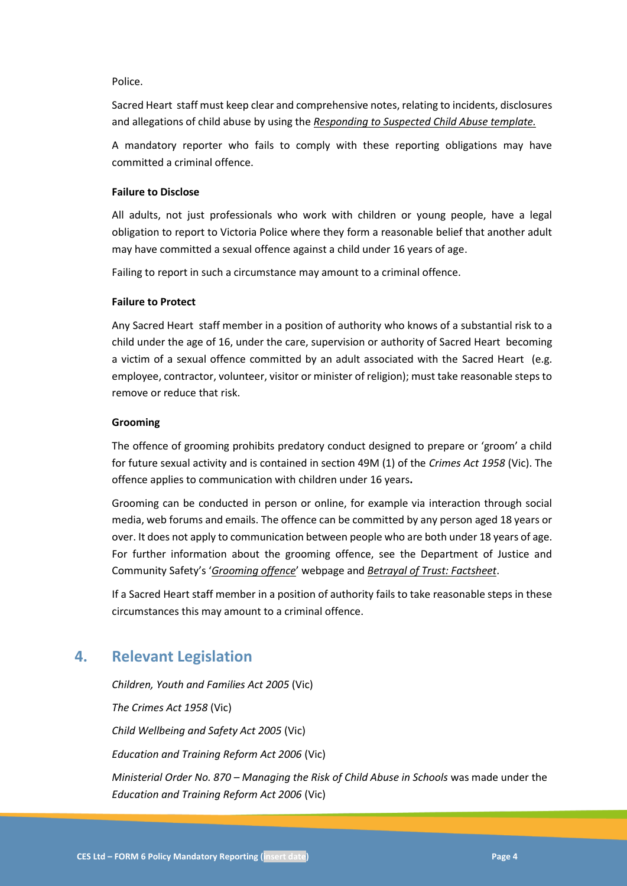Police.

Sacred Heart staff must keep clear and comprehensive notes, relating to incidents, disclosures and allegations of child abuse by using the *Responding to Suspected Child Abuse template.*

A mandatory reporter who fails to comply with these reporting obligations may have committed a criminal offence.

**Failure to Disclose**

All adults, not just professionals who work with children or young people, have a legal obligation to report to Victoria Police where they form a reasonable belief that another adult may have committed a sexual offence against a child under 16 years of age.

Failing to report in such a circumstance may amount to a criminal offence.

**Failure to Protect**

Any Sacred Heart staff member in a position of authority who knows of a substantial risk to a child under the age of 16, under the care, supervision or authority of Sacred Heart becoming a victim of a sexual offence committed by an adult associated with the Sacred Heart (e.g. employee, contractor, volunteer, visitor or minister of religion); must take reasonable steps to remove or reduce that risk.

**Grooming**

The offence of grooming prohibits predatory conduct designed to prepare or 'groom' a child for future sexual activity and is contained in section 49M (1) of the *Crimes Act 1958* (Vic). The offence applies to communication with children under 16 years**.**

Grooming can be conducted in person or online, for example via interaction through social media, web forums and emails. The offence can be committed by any person aged 18 years or over. It does not apply to communication between people who are both under 18 years of age. For further information about the grooming offence, see the Department of Justice and Community Safety's '*Grooming offence*' webpage and *Betrayal of Trust: Factsheet*.

If a Sacred Heart staff member in a position of authority fails to take reasonable steps in these circumstances this may amount to a criminal offence.

## 4. Relevant Legislation

*Children, Youth and Families Act 2005* (Vic)

*The Crimes Act 1958* (Vic)

*Child Wellbeing and Safety Act 2005* (Vic)

*Education and Training Reform Act 2006* (Vic)

*Ministerial Order No. 870 – Managing the Risk of Child Abuse in Schools* was made under the *Education and Training Reform Act 2006* (Vic)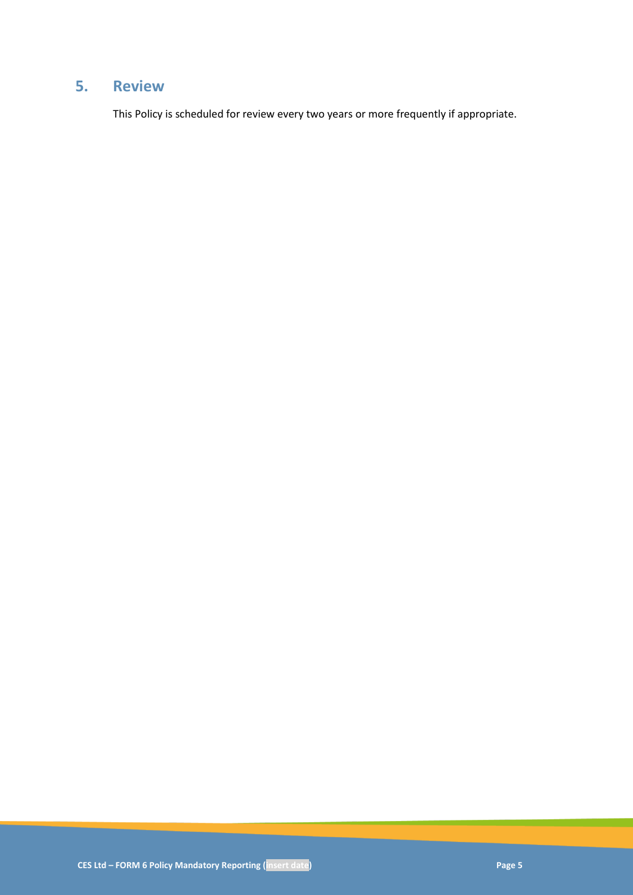## 5. Review

This Policy is scheduled for review every two years or more frequently if appropriate.